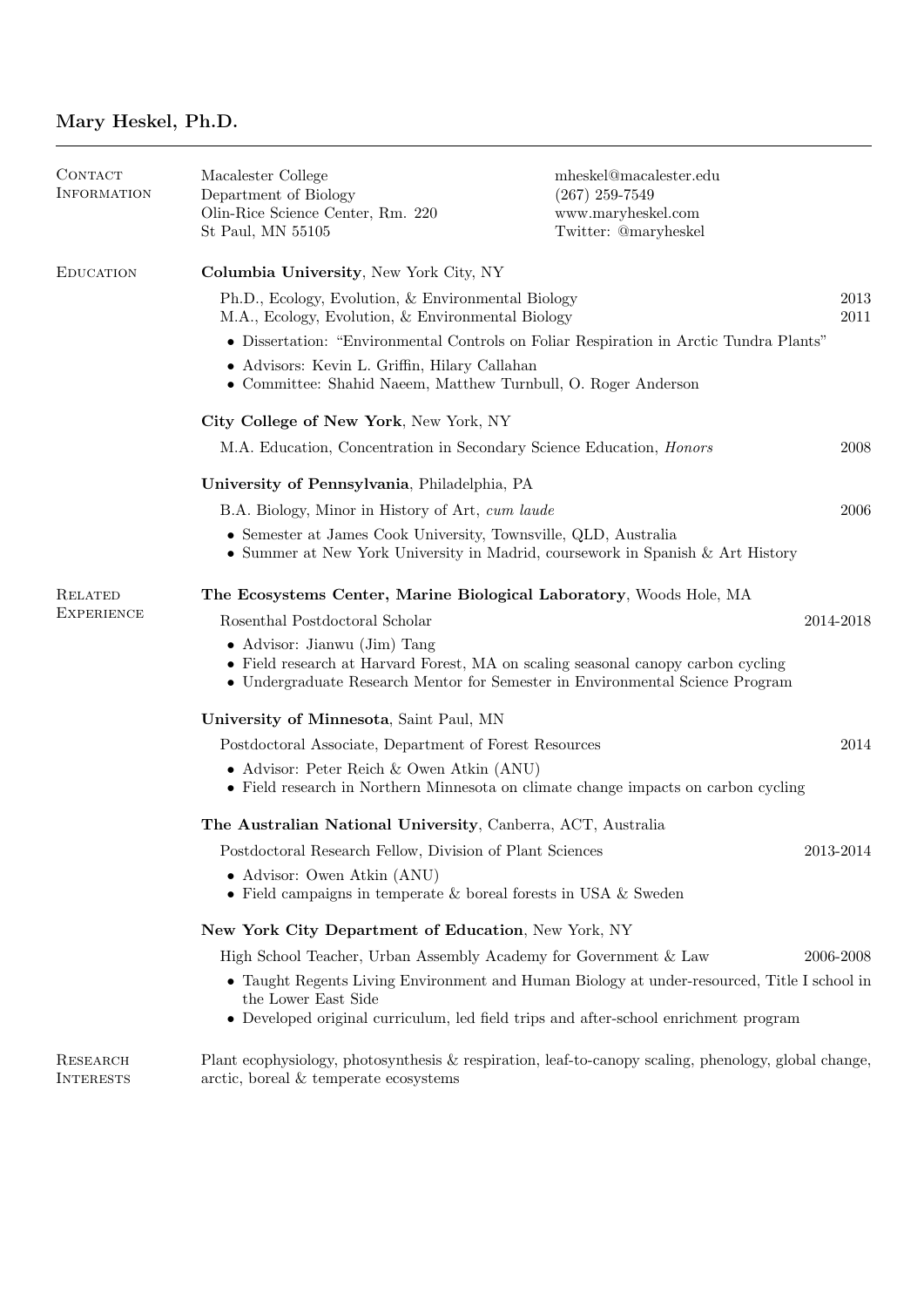# Mary Heskel, Ph.D.

## Contact Information

Macalester College
Department of Biology
Olin-Rice Science Center, Rm. 220
St Paul, MN 55105

mheskel@macalester.edu
(267) 259-7549
www.maryheskel.com
Twitter: @maryheskel

## Education

**Columbia University**, New York City, NY

Ph.D., Ecology, Evolution, & Environmental Biology — 2013
M.A., Ecology, Evolution, & Environmental Biology — 2011

- Dissertation: "Environmental Controls on Foliar Respiration in Arctic Tundra Plants"
- Advisors: Kevin L. Griffin, Hilary Callahan
- Committee: Shahid Naeem, Matthew Turnbull, O. Roger Anderson

**City College of New York**, New York, NY

M.A. Education, Concentration in Secondary Science Education, *Honors* — 2008

**University of Pennsylvania**, Philadelphia, PA

B.A. Biology, Minor in History of Art, *cum laude* — 2006

- Semester at James Cook University, Townsville, QLD, Australia
- Summer at New York University in Madrid, coursework in Spanish & Art History

## Related Experience

**The Ecosystems Center, Marine Biological Laboratory**, Woods Hole, MA

Rosenthal Postdoctoral Scholar — 2014-2018

- Advisor: Jianwu (Jim) Tang
- Field research at Harvard Forest, MA on scaling seasonal canopy carbon cycling
- Undergraduate Research Mentor for Semester in Environmental Science Program

**University of Minnesota**, Saint Paul, MN

Postdoctoral Associate, Department of Forest Resources — 2014

- Advisor: Peter Reich & Owen Atkin (ANU)
- Field research in Northern Minnesota on climate change impacts on carbon cycling

**The Australian National University**, Canberra, ACT, Australia

Postdoctoral Research Fellow, Division of Plant Sciences — 2013-2014

- Advisor: Owen Atkin (ANU)
- Field campaigns in temperate & boreal forests in USA & Sweden

**New York City Department of Education**, New York, NY

High School Teacher, Urban Assembly Academy for Government & Law — 2006-2008

- Taught Regents Living Environment and Human Biology at under-resourced, Title I school in the Lower East Side
- Developed original curriculum, led field trips and after-school enrichment program

## Research Interests

Plant ecophysiology, photosynthesis & respiration, leaf-to-canopy scaling, phenology, global change, arctic, boreal & temperate ecosystems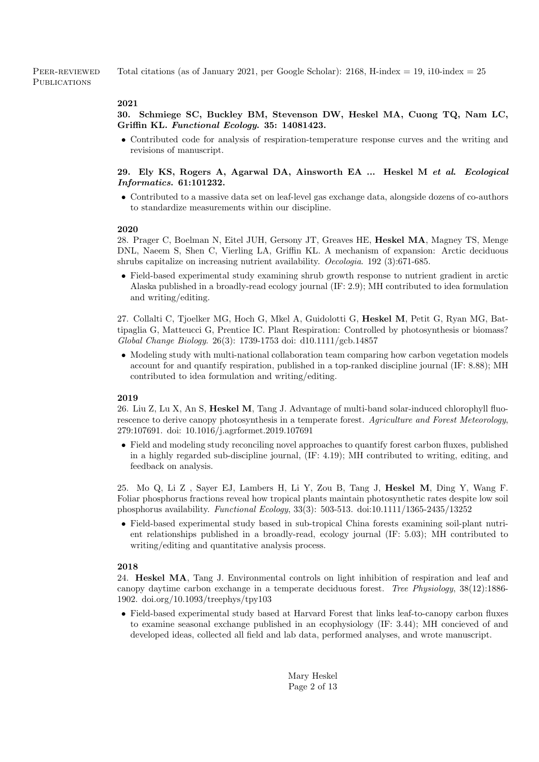## Peer-reviewed Publications

Total citations (as of January 2021, per Google Scholar): 2168, H-index = 19, i10-index = 25

### 2021

**30. Schmiege SC, Buckley BM, Stevenson DW, Heskel MA, Cuong TQ, Nam LC, Griffin KL. *Functional Ecology.* 35: 14081423.**

- Contributed code for analysis of respiration-temperature response curves and the writing and revisions of manuscript.

**29. Ely KS, Rogers A, Agarwal DA, Ainsworth EA ... Heskel M *et al.* *Ecological Informatics.* 61:101232.**

- Contributed to a massive data set on leaf-level gas exchange data, alongside dozens of co-authors to standardize measurements within our discipline.

### 2020

28. Prager C, Boelman N, Eitel JUH, Gersony JT, Greaves HE, **Heskel MA**, Magney TS, Menge DNL, Naeem S, Shen C, Vierling LA, Griffin KL. A mechanism of expansion: Arctic deciduous shrubs capitalize on increasing nutrient availability. *Oecologia*. 192 (3):671-685.

- Field-based experimental study examining shrub growth response to nutrient gradient in arctic Alaska published in a broadly-read ecology journal (IF: 2.9); MH contributed to idea formulation and writing/editing.

27. Collalti C, Tjoelker MG, Hoch G, Mkel A, Guidolotti G, **Heskel M**, Petit G, Ryan MG, Battipaglia G, Matteucci G, Prentice IC. Plant Respiration: Controlled by photosynthesis or biomass? *Global Change Biology*. 26(3): 1739-1753 doi: d10.1111/gcb.14857

- Modeling study with multi-national collaboration team comparing how carbon vegetation models account for and quantify respiration, published in a top-ranked discipline journal (IF: 8.88); MH contributed to idea formulation and writing/editing.

### 2019

26. Liu Z, Lu X, An S, **Heskel M**, Tang J. Advantage of multi-band solar-induced chlorophyll fluorescence to derive canopy photosynthesis in a temperate forest. *Agriculture and Forest Meteorology*, 279:107691. doi: 10.1016/j.agrformet.2019.107691

- Field and modeling study reconciling novel approaches to quantify forest carbon fluxes, published in a highly regarded sub-discipline journal, (IF: 4.19); MH contributed to writing, editing, and feedback on analysis.

25. Mo Q, Li Z , Sayer EJ, Lambers H, Li Y, Zou B, Tang J, **Heskel M**, Ding Y, Wang F. Foliar phosphorus fractions reveal how tropical plants maintain photosynthetic rates despite low soil phosphorus availability. *Functional Ecology*, 33(3): 503-513. doi:10.1111/1365-2435/13252

- Field-based experimental study based in sub-tropical China forests examining soil-plant nutrient relationships published in a broadly-read, ecology journal (IF: 5.03); MH contributed to writing/editing and quantitative analysis process.

### 2018

24. **Heskel MA**, Tang J. Environmental controls on light inhibition of respiration and leaf and canopy daytime carbon exchange in a temperate deciduous forest. *Tree Physiology*, 38(12):1886-1902. doi.org/10.1093/treephys/tpy103

- Field-based experimental study based at Harvard Forest that links leaf-to-canopy carbon fluxes to examine seasonal exchange published in an ecophysiology (IF: 3.44); MH concieved of and developed ideas, collected all field and lab data, performed analyses, and wrote manuscript.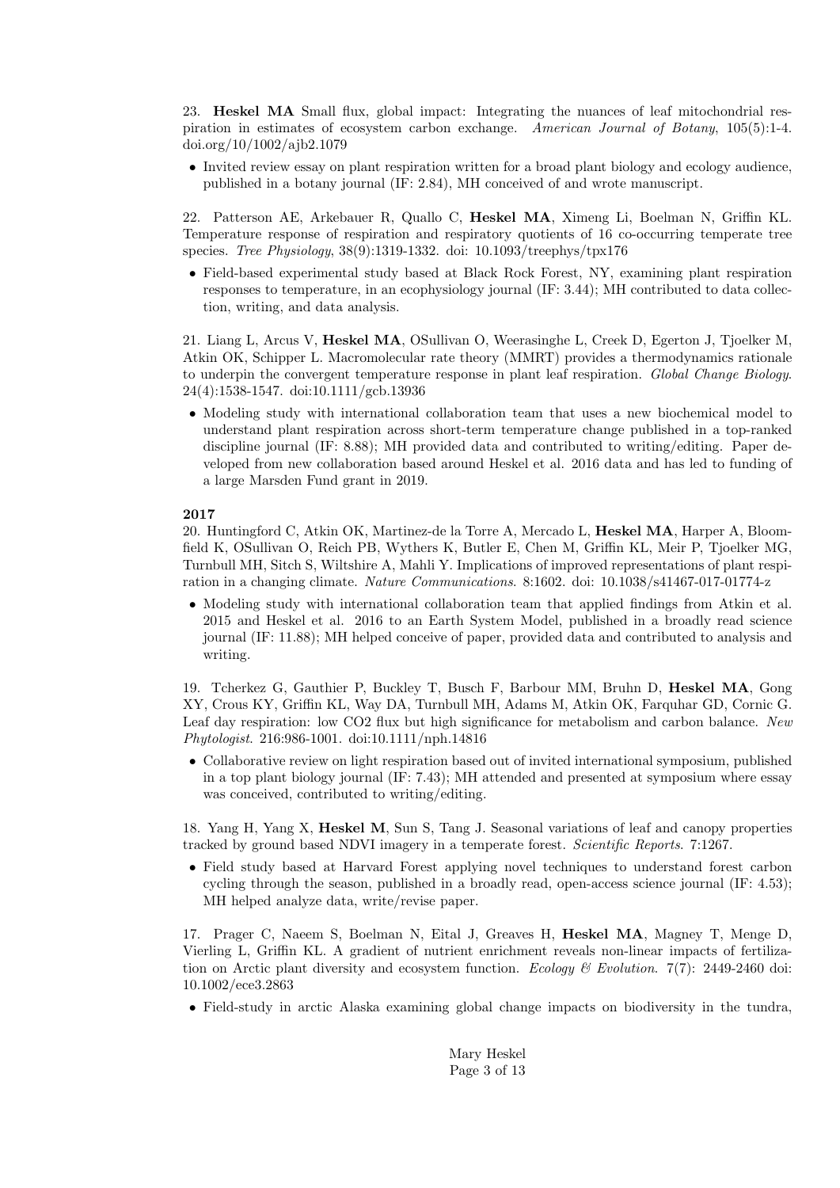23. **Heskel MA** Small flux, global impact: Integrating the nuances of leaf mitochondrial respiration in estimates of ecosystem carbon exchange. *American Journal of Botany*, 105(5):1-4. doi.org/10/1002/ajb2.1079

- Invited review essay on plant respiration written for a broad plant biology and ecology audience, published in a botany journal (IF: 2.84), MH conceived of and wrote manuscript.

22. Patterson AE, Arkebauer R, Quallo C, **Heskel MA**, Ximeng Li, Boelman N, Griffin KL. Temperature response of respiration and respiratory quotients of 16 co-occurring temperate tree species. *Tree Physiology*, 38(9):1319-1332. doi: 10.1093/treephys/tpx176

- Field-based experimental study based at Black Rock Forest, NY, examining plant respiration responses to temperature, in an ecophysiology journal (IF: 3.44); MH contributed to data collection, writing, and data analysis.

21. Liang L, Arcus V, **Heskel MA**, OSullivan O, Weerasinghe L, Creek D, Egerton J, Tjoelker M, Atkin OK, Schipper L. Macromolecular rate theory (MMRT) provides a thermodynamics rationale to underpin the convergent temperature response in plant leaf respiration. *Global Change Biology*. 24(4):1538-1547. doi:10.1111/gcb.13936

- Modeling study with international collaboration team that uses a new biochemical model to understand plant respiration across short-term temperature change published in a top-ranked discipline journal (IF: 8.88); MH provided data and contributed to writing/editing. Paper developed from new collaboration based around Heskel et al. 2016 data and has led to funding of a large Marsden Fund grant in 2019.

**2017**

20. Huntingford C, Atkin OK, Martinez-de la Torre A, Mercado L, **Heskel MA**, Harper A, Bloomfield K, OSullivan O, Reich PB, Wythers K, Butler E, Chen M, Griffin KL, Meir P, Tjoelker MG, Turnbull MH, Sitch S, Wiltshire A, Mahli Y. Implications of improved representations of plant respiration in a changing climate. *Nature Communications*. 8:1602. doi: 10.1038/s41467-017-01774-z

- Modeling study with international collaboration team that applied findings from Atkin et al. 2015 and Heskel et al. 2016 to an Earth System Model, published in a broadly read science journal (IF: 11.88); MH helped conceive of paper, provided data and contributed to analysis and writing.

19. Tcherkez G, Gauthier P, Buckley T, Busch F, Barbour MM, Bruhn D, **Heskel MA**, Gong XY, Crous KY, Griffin KL, Way DA, Turnbull MH, Adams M, Atkin OK, Farquhar GD, Cornic G. Leaf day respiration: low CO2 flux but high significance for metabolism and carbon balance. *New Phytologist*. 216:986-1001. doi:10.1111/nph.14816

- Collaborative review on light respiration based out of invited international symposium, published in a top plant biology journal (IF: 7.43); MH attended and presented at symposium where essay was conceived, contributed to writing/editing.

18. Yang H, Yang X, **Heskel M**, Sun S, Tang J. Seasonal variations of leaf and canopy properties tracked by ground based NDVI imagery in a temperate forest. *Scientific Reports*. 7:1267.

- Field study based at Harvard Forest applying novel techniques to understand forest carbon cycling through the season, published in a broadly read, open-access science journal (IF: 4.53); MH helped analyze data, write/revise paper.

17. Prager C, Naeem S, Boelman N, Eital J, Greaves H, **Heskel MA**, Magney T, Menge D, Vierling L, Griffin KL. A gradient of nutrient enrichment reveals non-linear impacts of fertilization on Arctic plant diversity and ecosystem function. *Ecology & Evolution*. 7(7): 2449-2460 doi: 10.1002/ece3.2863

- Field-study in arctic Alaska examining global change impacts on biodiversity in the tundra,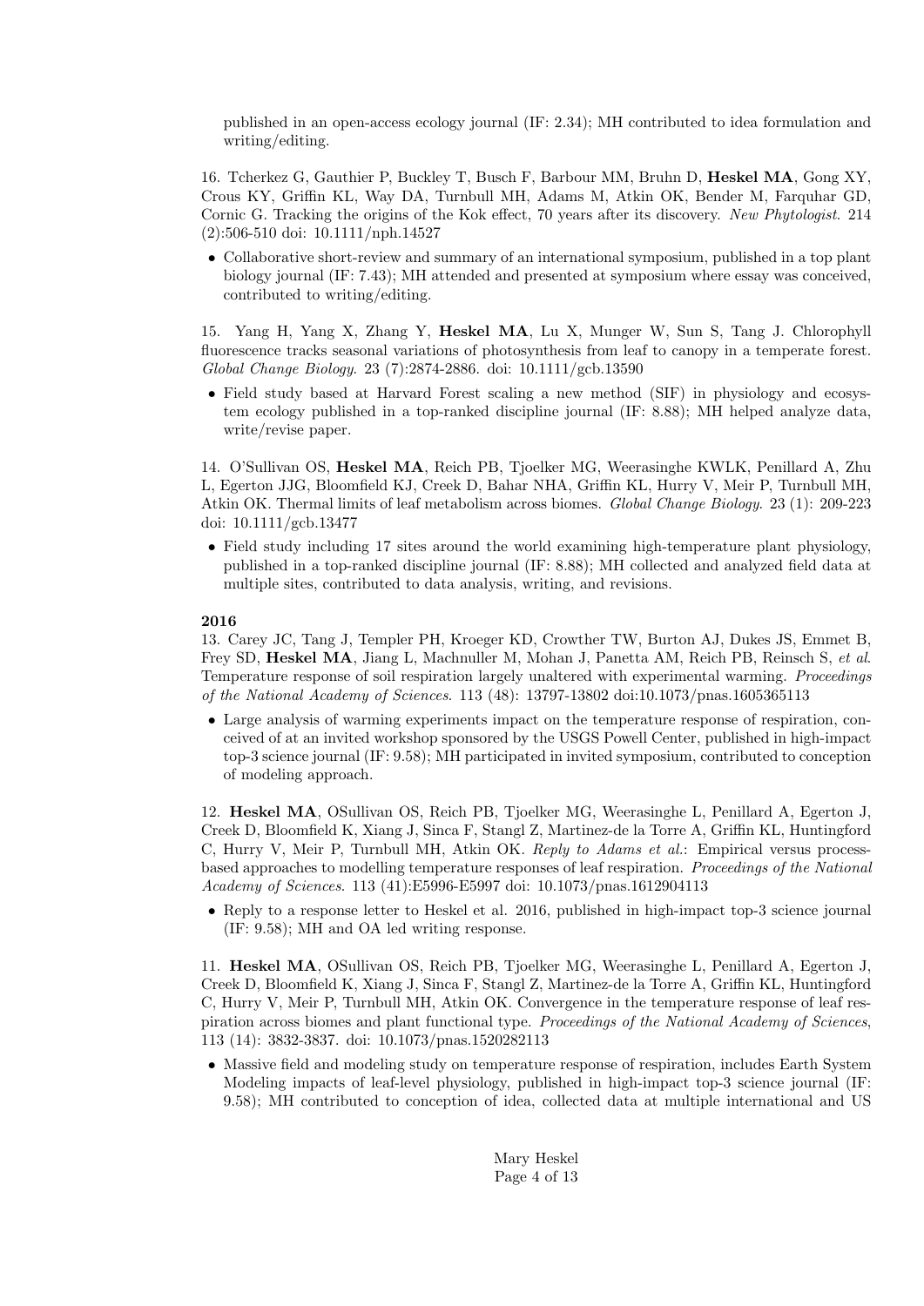published in an open-access ecology journal (IF: 2.34); MH contributed to idea formulation and writing/editing.

16. Tcherkez G, Gauthier P, Buckley T, Busch F, Barbour MM, Bruhn D, **Heskel MA**, Gong XY, Crous KY, Griffin KL, Way DA, Turnbull MH, Adams M, Atkin OK, Bender M, Farquhar GD, Cornic G. Tracking the origins of the Kok effect, 70 years after its discovery. *New Phytologist*. 214 (2):506-510 doi: 10.1111/nph.14527

- Collaborative short-review and summary of an international symposium, published in a top plant biology journal (IF: 7.43); MH attended and presented at symposium where essay was conceived, contributed to writing/editing.

15. Yang H, Yang X, Zhang Y, **Heskel MA**, Lu X, Munger W, Sun S, Tang J. Chlorophyll fluorescence tracks seasonal variations of photosynthesis from leaf to canopy in a temperate forest. *Global Change Biology*. 23 (7):2874-2886. doi: 10.1111/gcb.13590

- Field study based at Harvard Forest scaling a new method (SIF) in physiology and ecosystem ecology published in a top-ranked discipline journal (IF: 8.88); MH helped analyze data, write/revise paper.

14. O'Sullivan OS, **Heskel MA**, Reich PB, Tjoelker MG, Weerasinghe KWLK, Penillard A, Zhu L, Egerton JJG, Bloomfield KJ, Creek D, Bahar NHA, Griffin KL, Hurry V, Meir P, Turnbull MH, Atkin OK. Thermal limits of leaf metabolism across biomes. *Global Change Biology*. 23 (1): 209-223 doi: 10.1111/gcb.13477

- Field study including 17 sites around the world examining high-temperature plant physiology, published in a top-ranked discipline journal (IF: 8.88); MH collected and analyzed field data at multiple sites, contributed to data analysis, writing, and revisions.

**2016**

13. Carey JC, Tang J, Templer PH, Kroeger KD, Crowther TW, Burton AJ, Dukes JS, Emmet B, Frey SD, **Heskel MA**, Jiang L, Machnuller M, Mohan J, Panetta AM, Reich PB, Reinsch S, *et al*. Temperature response of soil respiration largely unaltered with experimental warming. *Proceedings of the National Academy of Sciences*. 113 (48): 13797-13802 doi:10.1073/pnas.1605365113

- Large analysis of warming experiments impact on the temperature response of respiration, conceived of at an invited workshop sponsored by the USGS Powell Center, published in high-impact top-3 science journal (IF: 9.58); MH participated in invited symposium, contributed to conception of modeling approach.

12. **Heskel MA**, OSullivan OS, Reich PB, Tjoelker MG, Weerasinghe L, Penillard A, Egerton J, Creek D, Bloomfield K, Xiang J, Sinca F, Stangl Z, Martinez-de la Torre A, Griffin KL, Huntingford C, Hurry V, Meir P, Turnbull MH, Atkin OK. *Reply to Adams et al.*: Empirical versus process-based approaches to modelling temperature responses of leaf respiration. *Proceedings of the National Academy of Sciences*. 113 (41):E5996-E5997 doi: 10.1073/pnas.1612904113

- Reply to a response letter to Heskel et al. 2016, published in high-impact top-3 science journal (IF: 9.58); MH and OA led writing response.

11. **Heskel MA**, OSullivan OS, Reich PB, Tjoelker MG, Weerasinghe L, Penillard A, Egerton J, Creek D, Bloomfield K, Xiang J, Sinca F, Stangl Z, Martinez-de la Torre A, Griffin KL, Huntingford C, Hurry V, Meir P, Turnbull MH, Atkin OK. Convergence in the temperature response of leaf respiration across biomes and plant functional type. *Proceedings of the National Academy of Sciences*, 113 (14): 3832-3837. doi: 10.1073/pnas.1520282113

- Massive field and modeling study on temperature response of respiration, includes Earth System Modeling impacts of leaf-level physiology, published in high-impact top-3 science journal (IF: 9.58); MH contributed to conception of idea, collected data at multiple international and US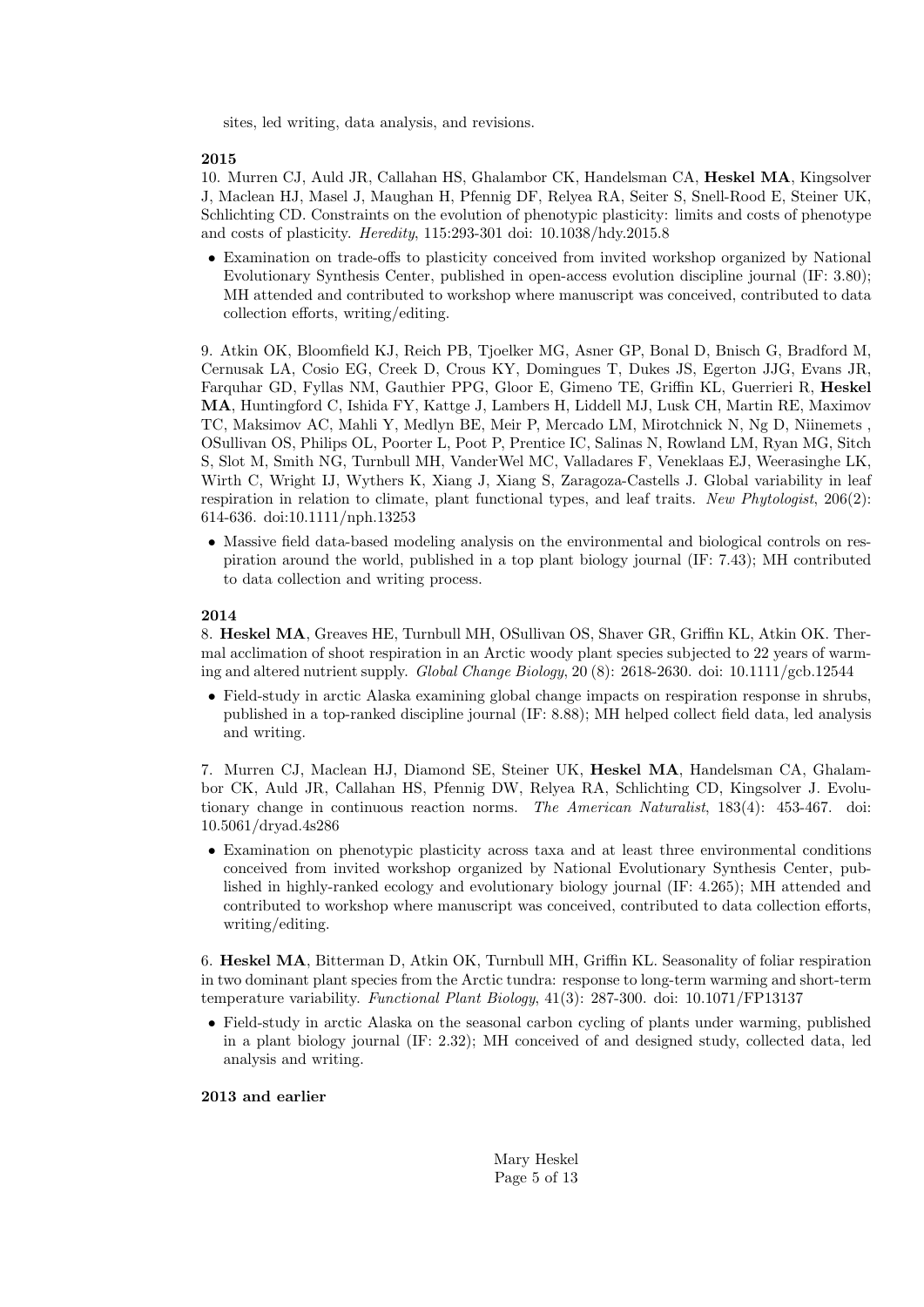sites, led writing, data analysis, and revisions.

**2015**

10. Murren CJ, Auld JR, Callahan HS, Ghalambor CK, Handelsman CA, **Heskel MA**, Kingsolver J, Maclean HJ, Masel J, Maughan H, Pfennig DF, Relyea RA, Seiter S, Snell-Rood E, Steiner UK, Schlichting CD. Constraints on the evolution of phenotypic plasticity: limits and costs of phenotype and costs of plasticity. *Heredity*, 115:293-301 doi: 10.1038/hdy.2015.8

- Examination on trade-offs to plasticity conceived from invited workshop organized by National Evolutionary Synthesis Center, published in open-access evolution discipline journal (IF: 3.80); MH attended and contributed to workshop where manuscript was conceived, contributed to data collection efforts, writing/editing.

9. Atkin OK, Bloomfield KJ, Reich PB, Tjoelker MG, Asner GP, Bonal D, Bnisch G, Bradford M, Cernusak LA, Cosio EG, Creek D, Crous KY, Domingues T, Dukes JS, Egerton JJG, Evans JR, Farquhar GD, Fyllas NM, Gauthier PPG, Gloor E, Gimeno TE, Griffin KL, Guerrieri R, **Heskel MA**, Huntingford C, Ishida FY, Kattge J, Lambers H, Liddell MJ, Lusk CH, Martin RE, Maximov TC, Maksimov AC, Mahli Y, Medlyn BE, Meir P, Mercado LM, Mirotchnick N, Ng D, Niinemets , OSullivan OS, Philips OL, Poorter L, Poot P, Prentice IC, Salinas N, Rowland LM, Ryan MG, Sitch S, Slot M, Smith NG, Turnbull MH, VanderWel MC, Valladares F, Veneklaas EJ, Weerasinghe LK, Wirth C, Wright IJ, Wythers K, Xiang J, Xiang S, Zaragoza-Castells J. Global variability in leaf respiration in relation to climate, plant functional types, and leaf traits. *New Phytologist*, 206(2): 614-636. doi:10.1111/nph.13253

- Massive field data-based modeling analysis on the environmental and biological controls on respiration around the world, published in a top plant biology journal (IF: 7.43); MH contributed to data collection and writing process.

**2014**

8. **Heskel MA**, Greaves HE, Turnbull MH, OSullivan OS, Shaver GR, Griffin KL, Atkin OK. Thermal acclimation of shoot respiration in an Arctic woody plant species subjected to 22 years of warming and altered nutrient supply. *Global Change Biology*, 20 (8): 2618-2630. doi: 10.1111/gcb.12544

- Field-study in arctic Alaska examining global change impacts on respiration response in shrubs, published in a top-ranked discipline journal (IF: 8.88); MH helped collect field data, led analysis and writing.

7. Murren CJ, Maclean HJ, Diamond SE, Steiner UK, **Heskel MA**, Handelsman CA, Ghalambor CK, Auld JR, Callahan HS, Pfennig DW, Relyea RA, Schlichting CD, Kingsolver J. Evolutionary change in continuous reaction norms. *The American Naturalist*, 183(4): 453-467. doi: 10.5061/dryad.4s286

- Examination on phenotypic plasticity across taxa and at least three environmental conditions conceived from invited workshop organized by National Evolutionary Synthesis Center, published in highly-ranked ecology and evolutionary biology journal (IF: 4.265); MH attended and contributed to workshop where manuscript was conceived, contributed to data collection efforts, writing/editing.

6. **Heskel MA**, Bitterman D, Atkin OK, Turnbull MH, Griffin KL. Seasonality of foliar respiration in two dominant plant species from the Arctic tundra: response to long-term warming and short-term temperature variability. *Functional Plant Biology*, 41(3): 287-300. doi: 10.1071/FP13137

- Field-study in arctic Alaska on the seasonal carbon cycling of plants under warming, published in a plant biology journal (IF: 2.32); MH conceived of and designed study, collected data, led analysis and writing.

**2013 and earlier**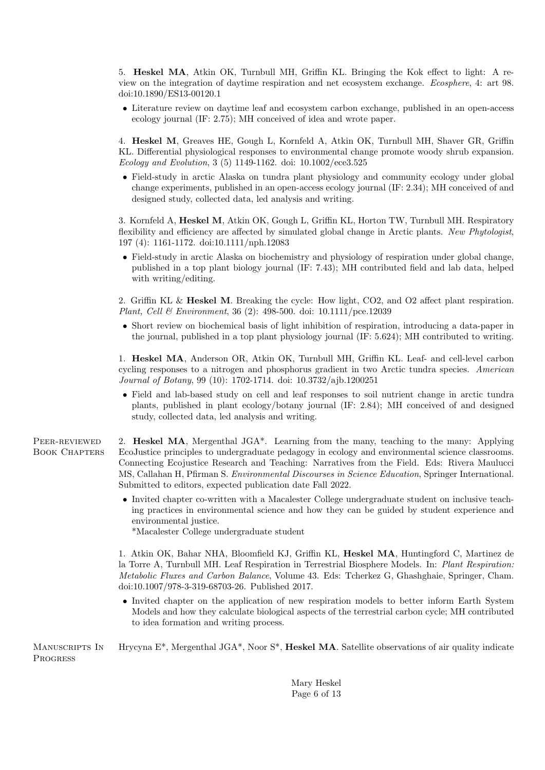5. **Heskel MA**, Atkin OK, Turnbull MH, Griffin KL. Bringing the Kok effect to light: A review on the integration of daytime respiration and net ecosystem exchange. *Ecosphere*, 4: art 98. doi:10.1890/ES13-00120.1

- Literature review on daytime leaf and ecosystem carbon exchange, published in an open-access ecology journal (IF: 2.75); MH conceived of idea and wrote paper.

4. **Heskel M**, Greaves HE, Gough L, Kornfeld A, Atkin OK, Turnbull MH, Shaver GR, Griffin KL. Differential physiological responses to environmental change promote woody shrub expansion. *Ecology and Evolution*, 3 (5) 1149-1162. doi: 10.1002/ece3.525

- Field-study in arctic Alaska on tundra plant physiology and community ecology under global change experiments, published in an open-access ecology journal (IF: 2.34); MH conceived of and designed study, collected data, led analysis and writing.

3. Kornfeld A, **Heskel M**, Atkin OK, Gough L, Griffin KL, Horton TW, Turnbull MH. Respiratory flexibility and efficiency are affected by simulated global change in Arctic plants. *New Phytologist*, 197 (4): 1161-1172. doi:10.1111/nph.12083

- Field-study in arctic Alaska on biochemistry and physiology of respiration under global change, published in a top plant biology journal (IF: 7.43); MH contributed field and lab data, helped with writing/editing.

2. Griffin KL & **Heskel M**. Breaking the cycle: How light, CO2, and O2 affect plant respiration. *Plant, Cell & Environment*, 36 (2): 498-500. doi: 10.1111/pce.12039

- Short review on biochemical basis of light inhibition of respiration, introducing a data-paper in the journal, published in a top plant physiology journal (IF: 5.624); MH contributed to writing.

1. **Heskel MA**, Anderson OR, Atkin OK, Turnbull MH, Griffin KL. Leaf- and cell-level carbon cycling responses to a nitrogen and phosphorus gradient in two Arctic tundra species. *American Journal of Botany*, 99 (10): 1702-1714. doi: 10.3732/ajb.1200251

- Field and lab-based study on cell and leaf responses to soil nutrient change in arctic tundra plants, published in plant ecology/botany journal (IF: 2.84); MH conceived of and designed study, collected data, led analysis and writing.

## Peer-reviewed Book Chapters

2. **Heskel MA**, Mergenthal JGA*. Learning from the many, teaching to the many: Applying EcoJustice principles to undergraduate pedagogy in ecology and environmental science classrooms. Connecting Ecojustice Research and Teaching: Narratives from the Field. Eds: Rivera Maulucci MS, Callahan H, Pfirman S. *Environmental Discourses in Science Education*, Springer International. Submitted to editors, expected publication date Fall 2022.

- Invited chapter co-written with a Macalester College undergraduate student on inclusive teaching practices in environmental science and how they can be guided by student experience and environmental justice.
  *Macalester College undergraduate student

1. Atkin OK, Bahar NHA, Bloomfield KJ, Griffin KL, **Heskel MA**, Huntingford C, Martinez de la Torre A, Turnbull MH. Leaf Respiration in Terrestrial Biosphere Models. In: *Plant Respiration: Metabolic Fluxes and Carbon Balance*, Volume 43. Eds: Tcherkez G, Ghashghaie, Springer, Cham. doi:10.1007/978-3-319-68703-26. Published 2017.

- Invited chapter on the application of new respiration models to better inform Earth System Models and how they calculate biological aspects of the terrestrial carbon cycle; MH contributed to idea formation and writing process.

## Manuscripts In Progress

Hrycyna E*, Mergenthal JGA*, Noor S*, **Heskel MA**. Satellite observations of air quality indicate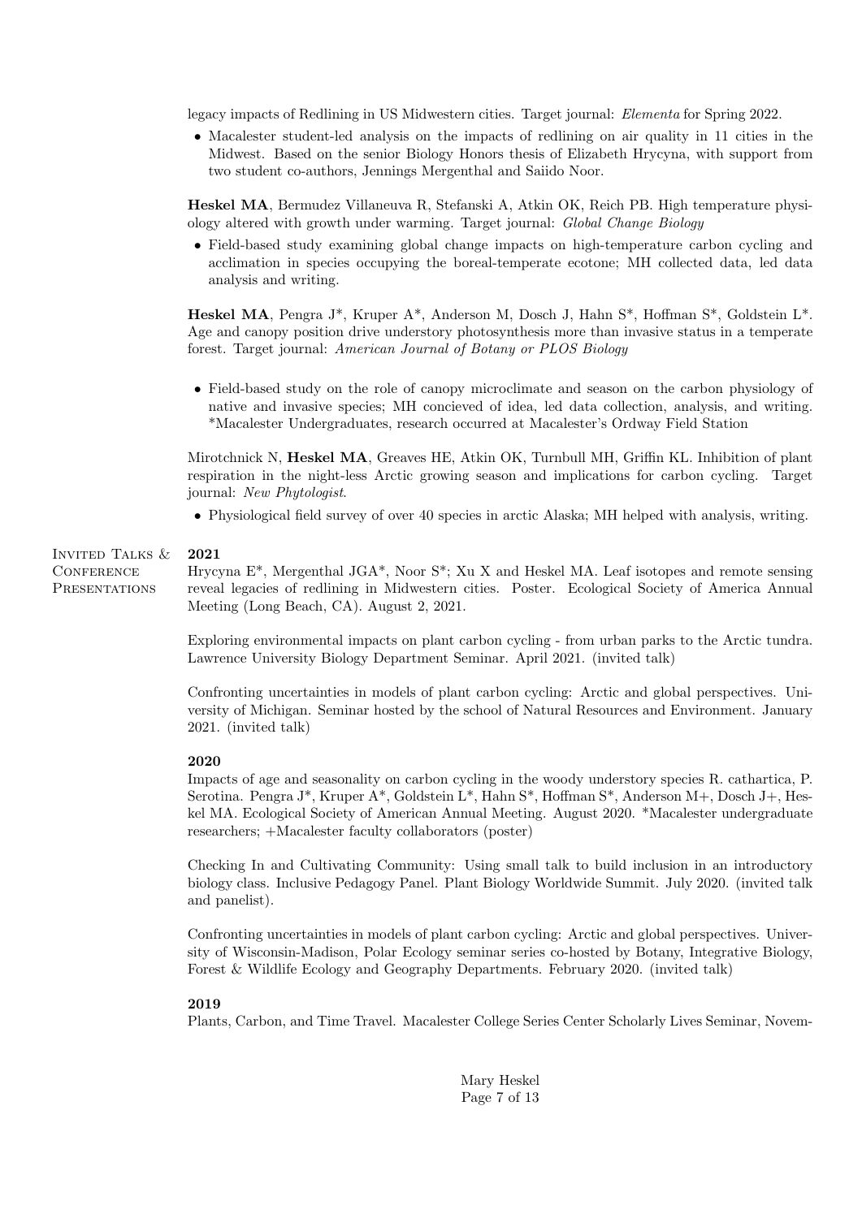legacy impacts of Redlining in US Midwestern cities. Target journal: *Elementa* for Spring 2022.

- Macalester student-led analysis on the impacts of redlining on air quality in 11 cities in the Midwest. Based on the senior Biology Honors thesis of Elizabeth Hrycyna, with support from two student co-authors, Jennings Mergenthal and Saiido Noor.

**Heskel MA**, Bermudez Villaneuva R, Stefanski A, Atkin OK, Reich PB. High temperature physiology altered with growth under warming. Target journal: *Global Change Biology*

- Field-based study examining global change impacts on high-temperature carbon cycling and acclimation in species occupying the boreal-temperate ecotone; MH collected data, led data analysis and writing.

**Heskel MA**, Pengra J*, Kruper A*, Anderson M, Dosch J, Hahn S*, Hoffman S*, Goldstein L*. Age and canopy position drive understory photosynthesis more than invasive status in a temperate forest. Target journal: *American Journal of Botany or PLOS Biology*

- Field-based study on the role of canopy microclimate and season on the carbon physiology of native and invasive species; MH concieved of idea, led data collection, analysis, and writing. *Macalester Undergraduates, research occurred at Macalester's Ordway Field Station

Mirotchnick N, **Heskel MA**, Greaves HE, Atkin OK, Turnbull MH, Griffin KL. Inhibition of plant respiration in the night-less Arctic growing season and implications for carbon cycling. Target journal: *New Phytologist*.

- Physiological field survey of over 40 species in arctic Alaska; MH helped with analysis, writing.

## Invited Talks & Conference Presentations

**2021**

Hrycyna E*, Mergenthal JGA*, Noor S*; Xu X and Heskel MA. Leaf isotopes and remote sensing reveal legacies of redlining in Midwestern cities. Poster. Ecological Society of America Annual Meeting (Long Beach, CA). August 2, 2021.

Exploring environmental impacts on plant carbon cycling - from urban parks to the Arctic tundra. Lawrence University Biology Department Seminar. April 2021. (invited talk)

Confronting uncertainties in models of plant carbon cycling: Arctic and global perspectives. University of Michigan. Seminar hosted by the school of Natural Resources and Environment. January 2021. (invited talk)

**2020**

Impacts of age and seasonality on carbon cycling in the woody understory species R. cathartica, P. Serotina. Pengra J*, Kruper A*, Goldstein L*, Hahn S*, Hoffman S*, Anderson M+, Dosch J+, Heskel MA. Ecological Society of American Annual Meeting. August 2020. *Macalester undergraduate researchers; +Macalester faculty collaborators (poster)

Checking In and Cultivating Community: Using small talk to build inclusion in an introductory biology class. Inclusive Pedagogy Panel. Plant Biology Worldwide Summit. July 2020. (invited talk and panelist).

Confronting uncertainties in models of plant carbon cycling: Arctic and global perspectives. University of Wisconsin-Madison, Polar Ecology seminar series co-hosted by Botany, Integrative Biology, Forest & Wildlife Ecology and Geography Departments. February 2020. (invited talk)

**2019**

Plants, Carbon, and Time Travel. Macalester College Series Center Scholarly Lives Seminar, Novem-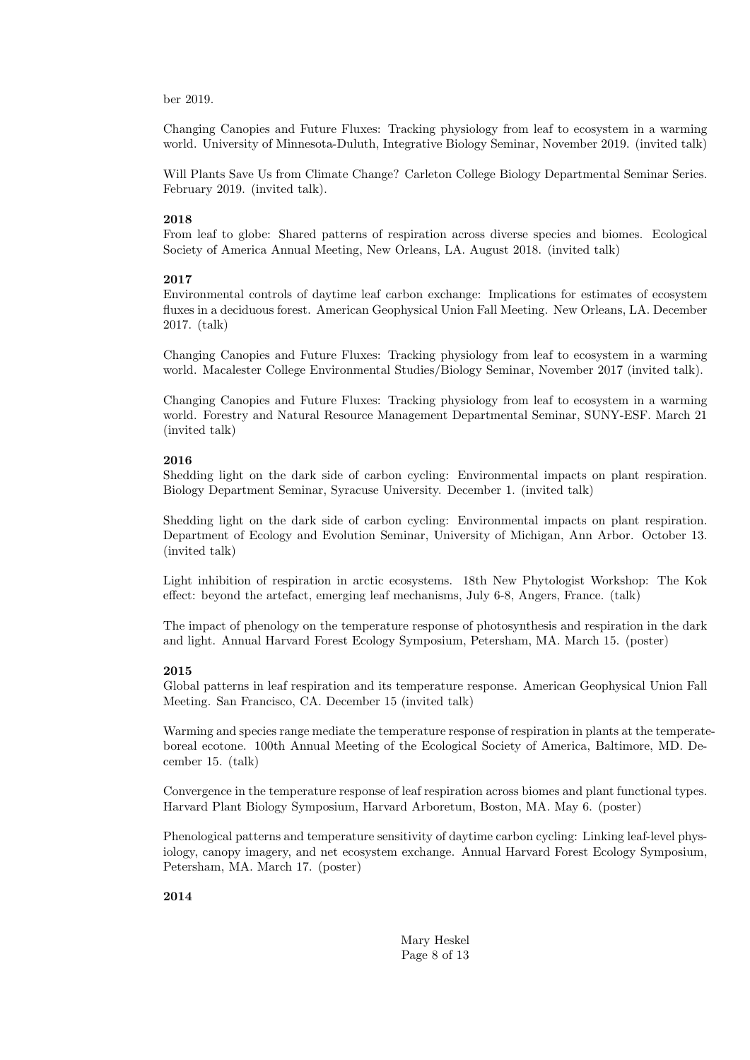ber 2019.

Changing Canopies and Future Fluxes: Tracking physiology from leaf to ecosystem in a warming world. University of Minnesota-Duluth, Integrative Biology Seminar, November 2019. (invited talk)

Will Plants Save Us from Climate Change? Carleton College Biology Departmental Seminar Series. February 2019. (invited talk).

**2018**

From leaf to globe: Shared patterns of respiration across diverse species and biomes. Ecological Society of America Annual Meeting, New Orleans, LA. August 2018. (invited talk)

**2017**

Environmental controls of daytime leaf carbon exchange: Implications for estimates of ecosystem fluxes in a deciduous forest. American Geophysical Union Fall Meeting. New Orleans, LA. December 2017. (talk)

Changing Canopies and Future Fluxes: Tracking physiology from leaf to ecosystem in a warming world. Macalester College Environmental Studies/Biology Seminar, November 2017 (invited talk).

Changing Canopies and Future Fluxes: Tracking physiology from leaf to ecosystem in a warming world. Forestry and Natural Resource Management Departmental Seminar, SUNY-ESF. March 21 (invited talk)

**2016**

Shedding light on the dark side of carbon cycling: Environmental impacts on plant respiration. Biology Department Seminar, Syracuse University. December 1. (invited talk)

Shedding light on the dark side of carbon cycling: Environmental impacts on plant respiration. Department of Ecology and Evolution Seminar, University of Michigan, Ann Arbor. October 13. (invited talk)

Light inhibition of respiration in arctic ecosystems. 18th New Phytologist Workshop: The Kok effect: beyond the artefact, emerging leaf mechanisms, July 6-8, Angers, France. (talk)

The impact of phenology on the temperature response of photosynthesis and respiration in the dark and light. Annual Harvard Forest Ecology Symposium, Petersham, MA. March 15. (poster)

**2015**

Global patterns in leaf respiration and its temperature response. American Geophysical Union Fall Meeting. San Francisco, CA. December 15 (invited talk)

Warming and species range mediate the temperature response of respiration in plants at the temperate-boreal ecotone. 100th Annual Meeting of the Ecological Society of America, Baltimore, MD. December 15. (talk)

Convergence in the temperature response of leaf respiration across biomes and plant functional types. Harvard Plant Biology Symposium, Harvard Arboretum, Boston, MA. May 6. (poster)

Phenological patterns and temperature sensitivity of daytime carbon cycling: Linking leaf-level physiology, canopy imagery, and net ecosystem exchange. Annual Harvard Forest Ecology Symposium, Petersham, MA. March 17. (poster)

**2014**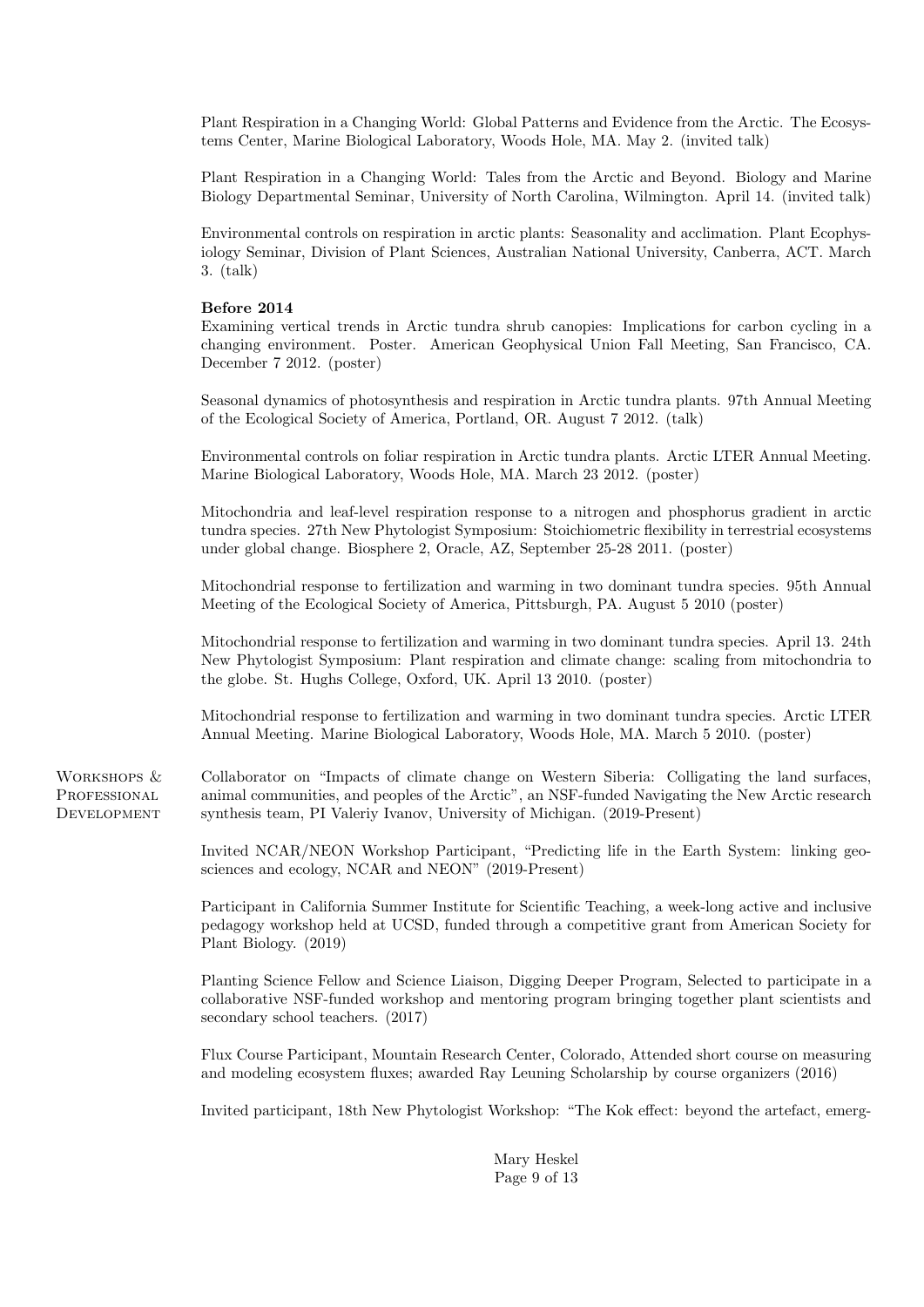Plant Respiration in a Changing World: Global Patterns and Evidence from the Arctic. The Ecosystems Center, Marine Biological Laboratory, Woods Hole, MA. May 2. (invited talk)

Plant Respiration in a Changing World: Tales from the Arctic and Beyond. Biology and Marine Biology Departmental Seminar, University of North Carolina, Wilmington. April 14. (invited talk)

Environmental controls on respiration in arctic plants: Seasonality and acclimation. Plant Ecophysiology Seminar, Division of Plant Sciences, Australian National University, Canberra, ACT. March 3. (talk)

**Before 2014**

Examining vertical trends in Arctic tundra shrub canopies: Implications for carbon cycling in a changing environment. Poster. American Geophysical Union Fall Meeting, San Francisco, CA. December 7 2012. (poster)

Seasonal dynamics of photosynthesis and respiration in Arctic tundra plants. 97th Annual Meeting of the Ecological Society of America, Portland, OR. August 7 2012. (talk)

Environmental controls on foliar respiration in Arctic tundra plants. Arctic LTER Annual Meeting. Marine Biological Laboratory, Woods Hole, MA. March 23 2012. (poster)

Mitochondria and leaf-level respiration response to a nitrogen and phosphorus gradient in arctic tundra species. 27th New Phytologist Symposium: Stoichiometric flexibility in terrestrial ecosystems under global change. Biosphere 2, Oracle, AZ, September 25-28 2011. (poster)

Mitochondrial response to fertilization and warming in two dominant tundra species. 95th Annual Meeting of the Ecological Society of America, Pittsburgh, PA. August 5 2010 (poster)

Mitochondrial response to fertilization and warming in two dominant tundra species. April 13. 24th New Phytologist Symposium: Plant respiration and climate change: scaling from mitochondria to the globe. St. Hughs College, Oxford, UK. April 13 2010. (poster)

Mitochondrial response to fertilization and warming in two dominant tundra species. Arctic LTER Annual Meeting. Marine Biological Laboratory, Woods Hole, MA. March 5 2010. (poster)

## Workshops & Professional Development

Collaborator on "Impacts of climate change on Western Siberia: Colligating the land surfaces, animal communities, and peoples of the Arctic", an NSF-funded Navigating the New Arctic research synthesis team, PI Valeriy Ivanov, University of Michigan. (2019-Present)

Invited NCAR/NEON Workshop Participant, "Predicting life in the Earth System: linking geosciences and ecology, NCAR and NEON" (2019-Present)

Participant in California Summer Institute for Scientific Teaching, a week-long active and inclusive pedagogy workshop held at UCSD, funded through a competitive grant from American Society for Plant Biology. (2019)

Planting Science Fellow and Science Liaison, Digging Deeper Program, Selected to participate in a collaborative NSF-funded workshop and mentoring program bringing together plant scientists and secondary school teachers. (2017)

Flux Course Participant, Mountain Research Center, Colorado, Attended short course on measuring and modeling ecosystem fluxes; awarded Ray Leuning Scholarship by course organizers (2016)

Invited participant, 18th New Phytologist Workshop: "The Kok effect: beyond the artefact, emerg-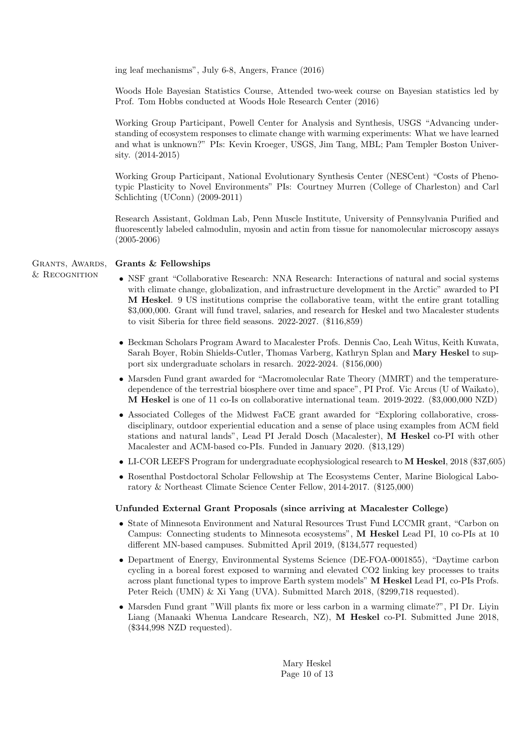ing leaf mechanisms", July 6-8, Angers, France (2016)

Woods Hole Bayesian Statistics Course, Attended two-week course on Bayesian statistics led by Prof. Tom Hobbs conducted at Woods Hole Research Center (2016)

Working Group Participant, Powell Center for Analysis and Synthesis, USGS "Advancing understanding of ecosystem responses to climate change with warming experiments: What we have learned and what is unknown?" PIs: Kevin Kroeger, USGS, Jim Tang, MBL; Pam Templer Boston University. (2014-2015)

Working Group Participant, National Evolutionary Synthesis Center (NESCent) "Costs of Phenotypic Plasticity to Novel Environments" PIs: Courtney Murren (College of Charleston) and Carl Schlichting (UConn) (2009-2011)

Research Assistant, Goldman Lab, Penn Muscle Institute, University of Pennsylvania Purified and fluorescently labeled calmodulin, myosin and actin from tissue for nanomolecular microscopy assays (2005-2006)

## Grants, Awards, & Recognition

### Grants & Fellowships

- NSF grant "Collaborative Research: NNA Research: Interactions of natural and social systems with climate change, globalization, and infrastructure development in the Arctic" awarded to PI **M Heskel**. 9 US institutions comprise the collaborative team, witht the entire grant totalling \$3,000,000. Grant will fund travel, salaries, and research for Heskel and two Macalester students to visit Siberia for three field seasons. 2022-2027. (\$116,859)
- Beckman Scholars Program Award to Macalester Profs. Dennis Cao, Leah Witus, Keith Kuwata, Sarah Boyer, Robin Shields-Cutler, Thomas Varberg, Kathryn Splan and **Mary Heskel** to support six undergraduate scholars in resarch. 2022-2024. (\$156,000)
- Marsden Fund grant awarded for "Macromolecular Rate Theory (MMRT) and the temperature-dependence of the terrestrial biosphere over time and space", PI Prof. Vic Arcus (U of Waikato), **M Heskel** is one of 11 co-Is on collaborative international team. 2019-2022. (\$3,000,000 NZD)
- Associated Colleges of the Midwest FaCE grant awarded for "Exploring collaborative, cross-disciplinary, outdoor experiential education and a sense of place using examples from ACM field stations and natural lands", Lead PI Jerald Dosch (Macalester), **M Heskel** co-PI with other Macalester and ACM-based co-PIs. Funded in January 2020. (\$13,129)
- LI-COR LEEFS Program for undergraduate ecophysiological research to **M Heskel**, 2018 (\$37,605)
- Rosenthal Postdoctoral Scholar Fellowship at The Ecosystems Center, Marine Biological Laboratory & Northeast Climate Science Center Fellow, 2014-2017. (\$125,000)

### Unfunded External Grant Proposals (since arriving at Macalester College)

- State of Minnesota Environment and Natural Resources Trust Fund LCCMR grant, "Carbon on Campus: Connecting students to Minnesota ecosystems", **M Heskel** Lead PI, 10 co-PIs at 10 different MN-based campuses. Submitted April 2019, (\$134,577 requested)
- Department of Energy, Environmental Systems Science (DE-FOA-0001855), "Daytime carbon cycling in a boreal forest exposed to warming and elevated CO2 linking key processes to traits across plant functional types to improve Earth system models" **M Heskel** Lead PI, co-PIs Profs. Peter Reich (UMN) & Xi Yang (UVA). Submitted March 2018, (\$299,718 requested).
- Marsden Fund grant "Will plants fix more or less carbon in a warming climate?", PI Dr. Liyin Liang (Manaaki Whenua Landcare Research, NZ), **M Heskel** co-PI. Submitted June 2018, (\$344,998 NZD requested).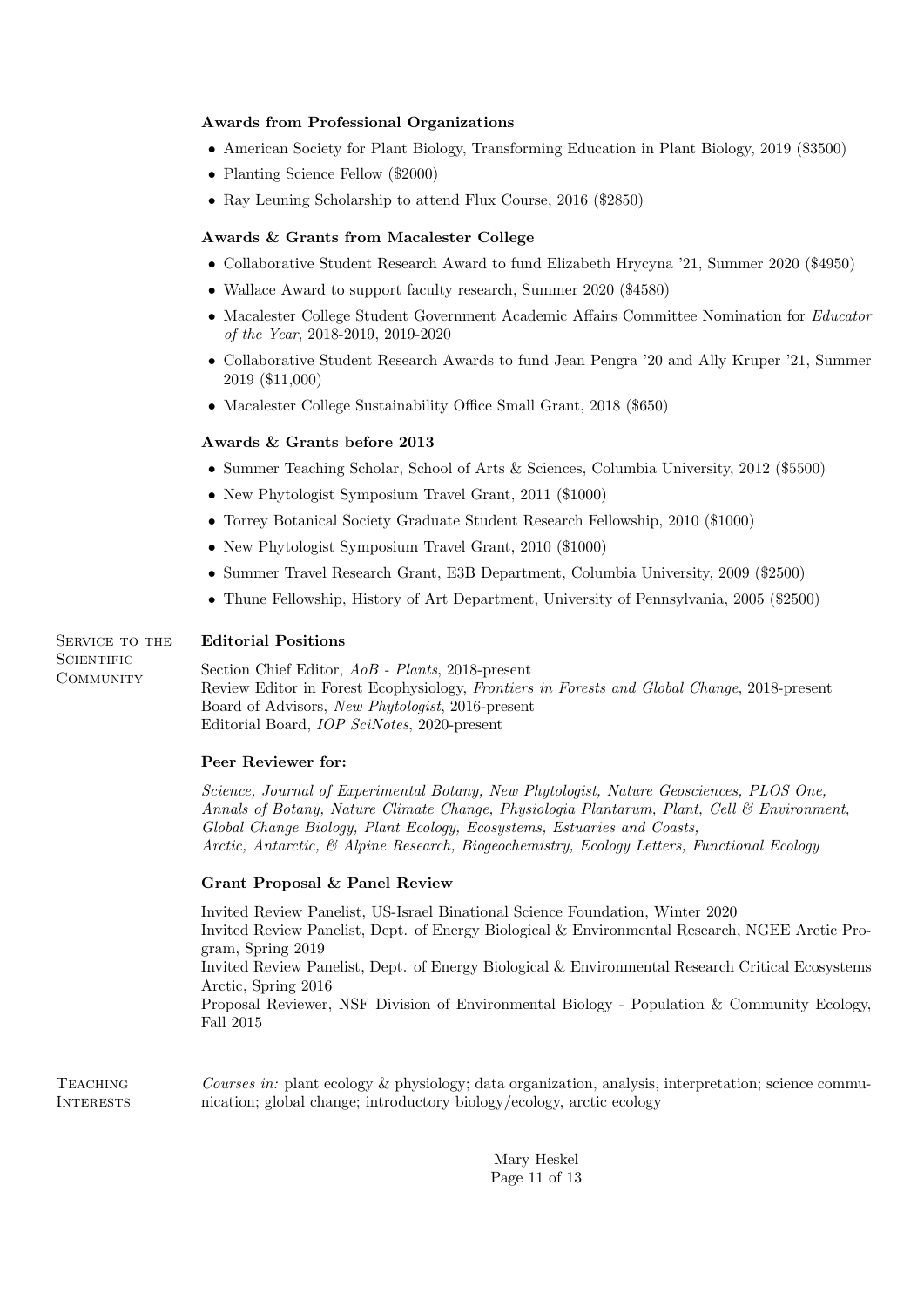### Awards from Professional Organizations

- American Society for Plant Biology, Transforming Education in Plant Biology, 2019 ($3500)
- Planting Science Fellow ($2000)
- Ray Leuning Scholarship to attend Flux Course, 2016 ($2850)

### Awards & Grants from Macalester College

- Collaborative Student Research Award to fund Elizabeth Hrycyna '21, Summer 2020 ($4950)
- Wallace Award to support faculty research, Summer 2020 ($4580)
- Macalester College Student Government Academic Affairs Committee Nomination for *Educator of the Year*, 2018-2019, 2019-2020
- Collaborative Student Research Awards to fund Jean Pengra '20 and Ally Kruper '21, Summer 2019 ($11,000)
- Macalester College Sustainability Office Small Grant, 2018 ($650)

### Awards & Grants before 2013

- Summer Teaching Scholar, School of Arts & Sciences, Columbia University, 2012 ($5500)
- New Phytologist Symposium Travel Grant, 2011 ($1000)
- Torrey Botanical Society Graduate Student Research Fellowship, 2010 ($1000)
- New Phytologist Symposium Travel Grant, 2010 ($1000)
- Summer Travel Research Grant, E3B Department, Columbia University, 2009 ($2500)
- Thune Fellowship, History of Art Department, University of Pennsylvania, 2005 ($2500)

## Service to the Scientific Community

### Editorial Positions

Section Chief Editor, *AoB - Plants*, 2018-present
Review Editor in Forest Ecophysiology, *Frontiers in Forests and Global Change*, 2018-present
Board of Advisors, *New Phytologist*, 2016-present
Editorial Board, *IOP SciNotes*, 2020-present

### Peer Reviewer for:

*Science, Journal of Experimental Botany, New Phytologist, Nature Geosciences, PLOS One, Annals of Botany, Nature Climate Change, Physiologia Plantarum, Plant, Cell & Environment, Global Change Biology, Plant Ecology, Ecosystems, Estuaries and Coasts, Arctic, Antarctic, & Alpine Research, Biogeochemistry, Ecology Letters, Functional Ecology*

### Grant Proposal & Panel Review

Invited Review Panelist, US-Israel Binational Science Foundation, Winter 2020
Invited Review Panelist, Dept. of Energy Biological & Environmental Research, NGEE Arctic Program, Spring 2019
Invited Review Panelist, Dept. of Energy Biological & Environmental Research Critical Ecosystems Arctic, Spring 2016
Proposal Reviewer, NSF Division of Environmental Biology - Population & Community Ecology, Fall 2015

## Teaching Interests

*Courses in:* plant ecology & physiology; data organization, analysis, interpretation; science communication; global change; introductory biology/ecology, arctic ecology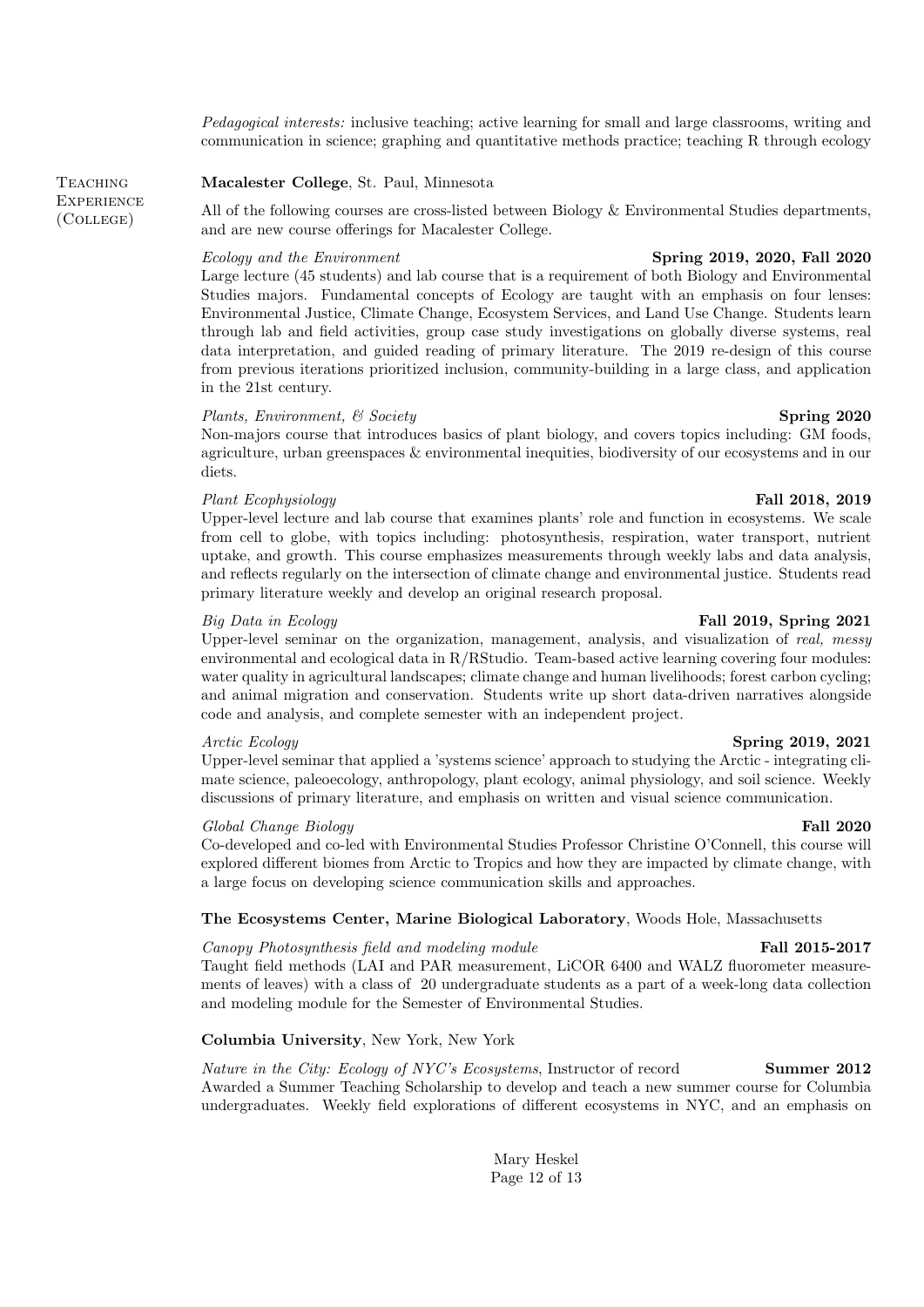*Pedagogical interests:* inclusive teaching; active learning for small and large classrooms, writing and communication in science; graphing and quantitative methods practice; teaching R through ecology

## Teaching Experience (College)

**Macalester College**, St. Paul, Minnesota

All of the following courses are cross-listed between Biology & Environmental Studies departments, and are new course offerings for Macalester College.

*Ecology and the Environment* **Spring 2019, 2020, Fall 2020**
Large lecture (45 students) and lab course that is a requirement of both Biology and Environmental Studies majors. Fundamental concepts of Ecology are taught with an emphasis on four lenses: Environmental Justice, Climate Change, Ecosystem Services, and Land Use Change. Students learn through lab and field activities, group case study investigations on globally diverse systems, real data interpretation, and guided reading of primary literature. The 2019 re-design of this course from previous iterations prioritized inclusion, community-building in a large class, and application in the 21st century.

*Plants, Environment, & Society* **Spring 2020**
Non-majors course that introduces basics of plant biology, and covers topics including: GM foods, agriculture, urban greenspaces & environmental inequities, biodiversity of our ecosystems and in our diets.

*Plant Ecophysiology* **Fall 2018, 2019**
Upper-level lecture and lab course that examines plants' role and function in ecosystems. We scale from cell to globe, with topics including: photosynthesis, respiration, water transport, nutrient uptake, and growth. This course emphasizes measurements through weekly labs and data analysis, and reflects regularly on the intersection of climate change and environmental justice. Students read primary literature weekly and develop an original research proposal.

*Big Data in Ecology* **Fall 2019, Spring 2021**
Upper-level seminar on the organization, management, analysis, and visualization of *real, messy* environmental and ecological data in R/RStudio. Team-based active learning covering four modules: water quality in agricultural landscapes; climate change and human livelihoods; forest carbon cycling; and animal migration and conservation. Students write up short data-driven narratives alongside code and analysis, and complete semester with an independent project.

*Arctic Ecology* **Spring 2019, 2021**
Upper-level seminar that applied a 'systems science' approach to studying the Arctic - integrating climate science, paleoecology, anthropology, plant ecology, animal physiology, and soil science. Weekly discussions of primary literature, and emphasis on written and visual science communication.

*Global Change Biology* **Fall 2020**
Co-developed and co-led with Environmental Studies Professor Christine O'Connell, this course will explored different biomes from Arctic to Tropics and how they are impacted by climate change, with a large focus on developing science communication skills and approaches.

**The Ecosystems Center, Marine Biological Laboratory**, Woods Hole, Massachusetts

*Canopy Photosynthesis field and modeling module* **Fall 2015-2017**
Taught field methods (LAI and PAR measurement, LiCOR 6400 and WALZ fluorometer measurements of leaves) with a class of 20 undergraduate students as a part of a week-long data collection and modeling module for the Semester of Environmental Studies.

**Columbia University**, New York, New York

*Nature in the City: Ecology of NYC's Ecosystems*, Instructor of record **Summer 2012**
Awarded a Summer Teaching Scholarship to develop and teach a new summer course for Columbia undergraduates. Weekly field explorations of different ecosystems in NYC, and an emphasis on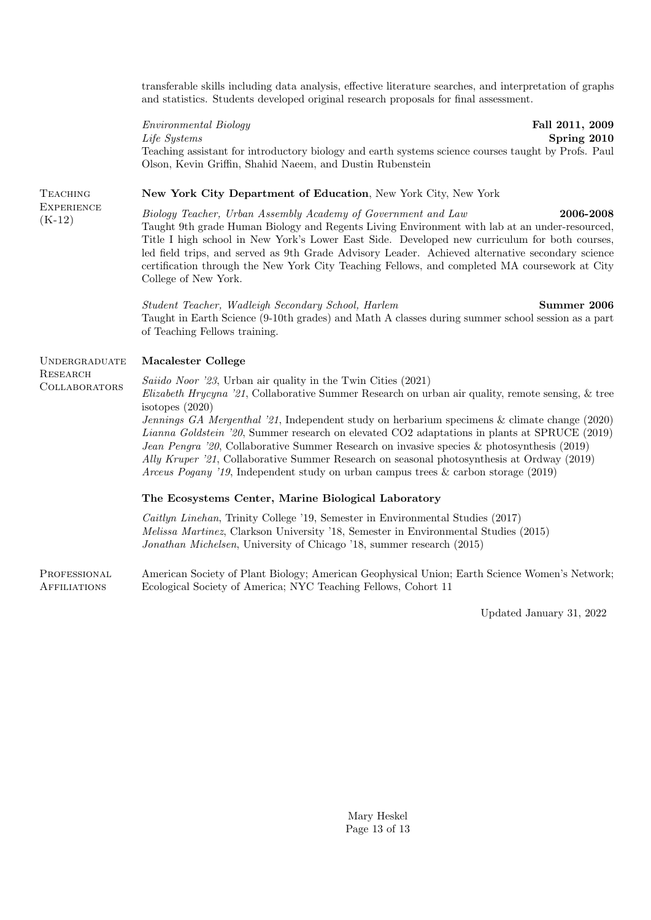transferable skills including data analysis, effective literature searches, and interpretation of graphs and statistics. Students developed original research proposals for final assessment.

*Environmental Biology* **Fall 2011, 2009**
*Life Systems* **Spring 2010**
Teaching assistant for introductory biology and earth systems science courses taught by Profs. Paul Olson, Kevin Griffin, Shahid Naeem, and Dustin Rubenstein

## Teaching Experience (K-12)

**New York City Department of Education**, New York City, New York

*Biology Teacher, Urban Assembly Academy of Government and Law* **2006-2008**
Taught 9th grade Human Biology and Regents Living Environment with lab at an under-resourced, Title I high school in New York's Lower East Side. Developed new curriculum for both courses, led field trips, and served as 9th Grade Advisory Leader. Achieved alternative secondary science certification through the New York City Teaching Fellows, and completed MA coursework at City College of New York.

*Student Teacher, Wadleigh Secondary School, Harlem* **Summer 2006**
Taught in Earth Science (9-10th grades) and Math A classes during summer school session as a part of Teaching Fellows training.

## Undergraduate Research Collaborators

**Macalester College**

*Saiido Noor '23*, Urban air quality in the Twin Cities (2021)
*Elizabeth Hrycyna '21*, Collaborative Summer Research on urban air quality, remote sensing, & tree isotopes (2020)
*Jennings GA Mergenthal '21*, Independent study on herbarium specimens & climate change (2020)
*Lianna Goldstein '20*, Summer research on elevated $CO_2$ adaptations in plants at SPRUCE (2019)
*Jean Pengra '20*, Collaborative Summer Research on invasive species & photosynthesis (2019)
*Ally Kruper '21*, Collaborative Summer Research on seasonal photosynthesis at Ordway (2019)
*Arceus Pogany '19*, Independent study on urban campus trees & carbon storage (2019)

**The Ecosystems Center, Marine Biological Laboratory**

*Caitlyn Linehan*, Trinity College '19, Semester in Environmental Studies (2017)
*Melissa Martinez*, Clarkson University '18, Semester in Environmental Studies (2015)
*Jonathan Michelsen*, University of Chicago '18, summer research (2015)

## Professional Affiliations

American Society of Plant Biology; American Geophysical Union; Earth Science Women's Network; Ecological Society of America; NYC Teaching Fellows, Cohort 11

Updated January 31, 2022